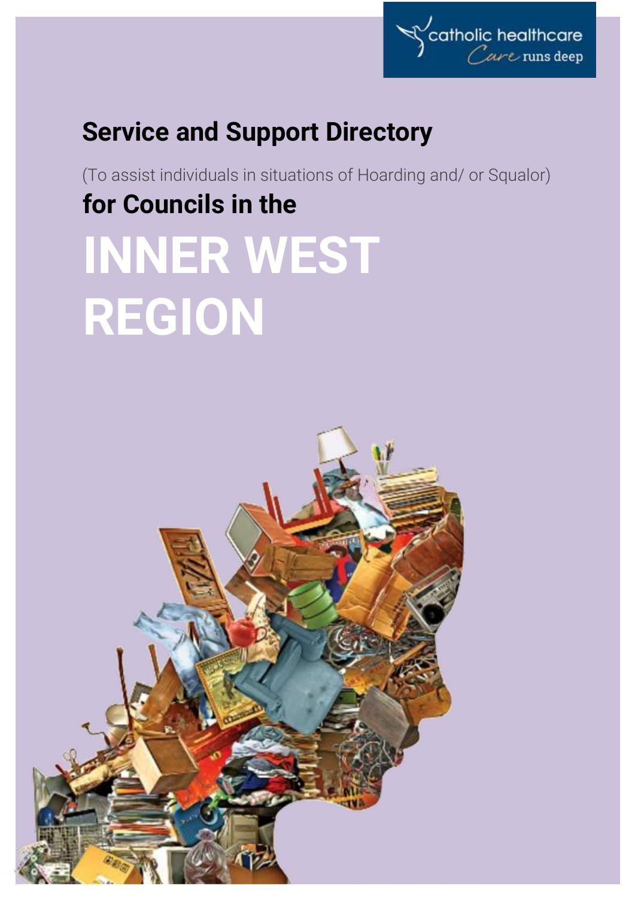catholic healthcare
*Care* runs deep

# Service and Support Directory

(To assist individuals in situations of Hoarding and/ or Squalor)

## for Councils in the

# INNER WEST REGION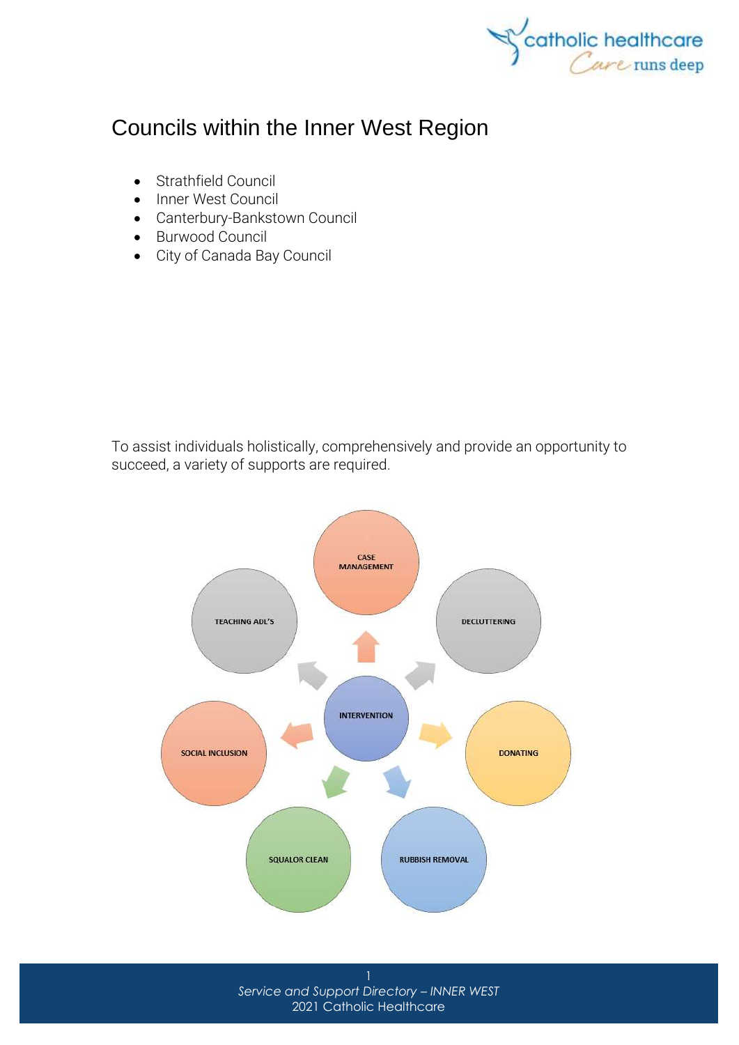# Councils within the Inner West Region

- Strathfield Council
- Inner West Council
- Canterbury-Bankstown Council
- Burwood Council
- City of Canada Bay Council

To assist individuals holistically, comprehensively and provide an opportunity to succeed, a variety of supports are required.

INTERVENTION

CASE MANAGEMENT

DECLUTTERING

DONATING

RUBBISH REMOVAL

SQUALOR CLEAN

SOCIAL INCLUSION

TEACHING ADL'S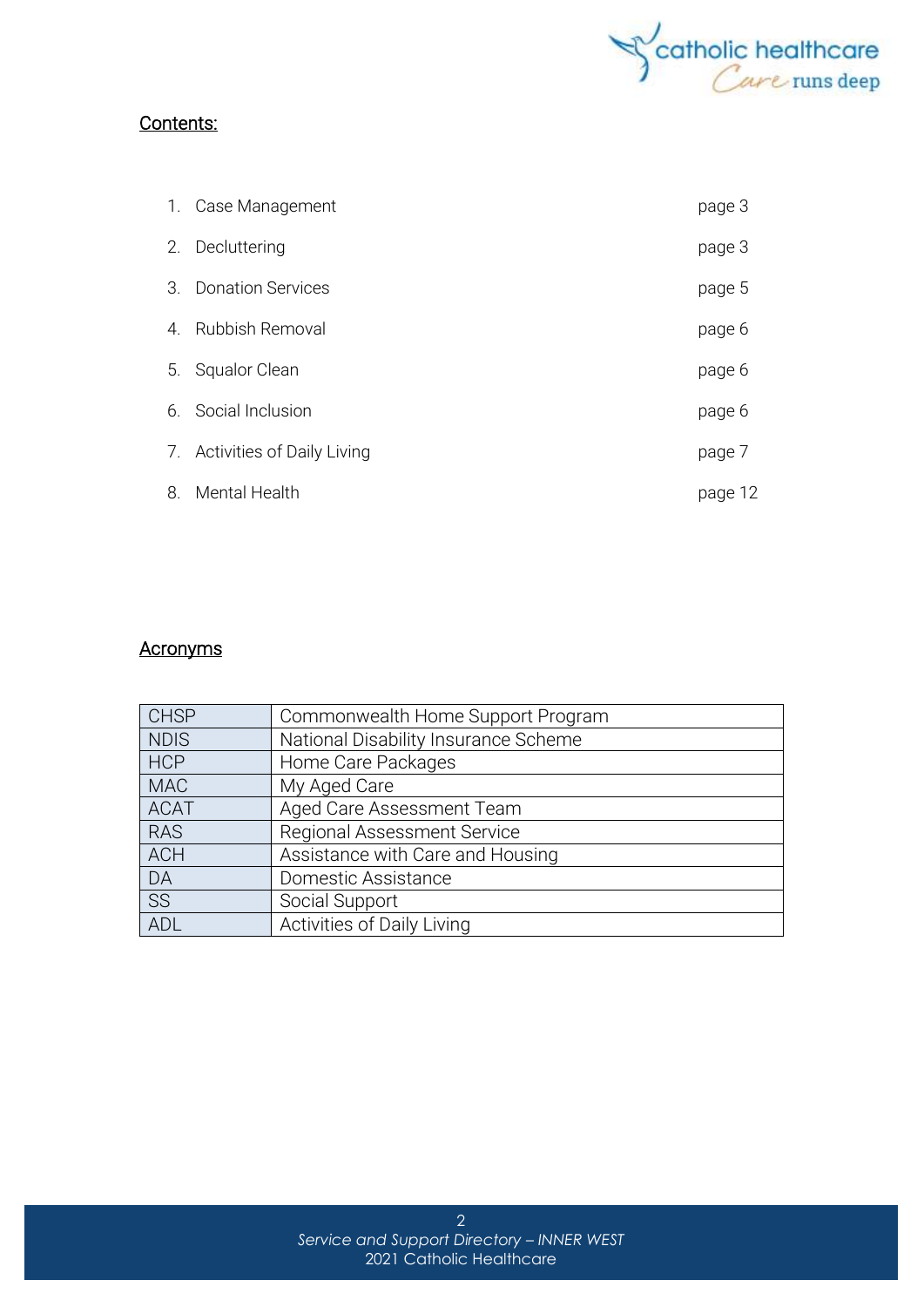## Contents:

| | | |
|---|---|---|
| 1. | Case Management | page 3 |
| 2. | Decluttering | page 3 |
| 3. | Donation Services | page 5 |
| 4. | Rubbish Removal | page 6 |
| 5. | Squalor Clean | page 6 |
| 6. | Social Inclusion | page 6 |
| 7. | Activities of Daily Living | page 7 |
| 8. | Mental Health | page 12 |

## Acronyms

| Acronym | Meaning |
|---|---|
| CHSP | Commonwealth Home Support Program |
| NDIS | National Disability Insurance Scheme |
| HCP | Home Care Packages |
| MAC | My Aged Care |
| ACAT | Aged Care Assessment Team |
| RAS | Regional Assessment Service |
| ACH | Assistance with Care and Housing |
| DA | Domestic Assistance |
| SS | Social Support |
| ADL | Activities of Daily Living |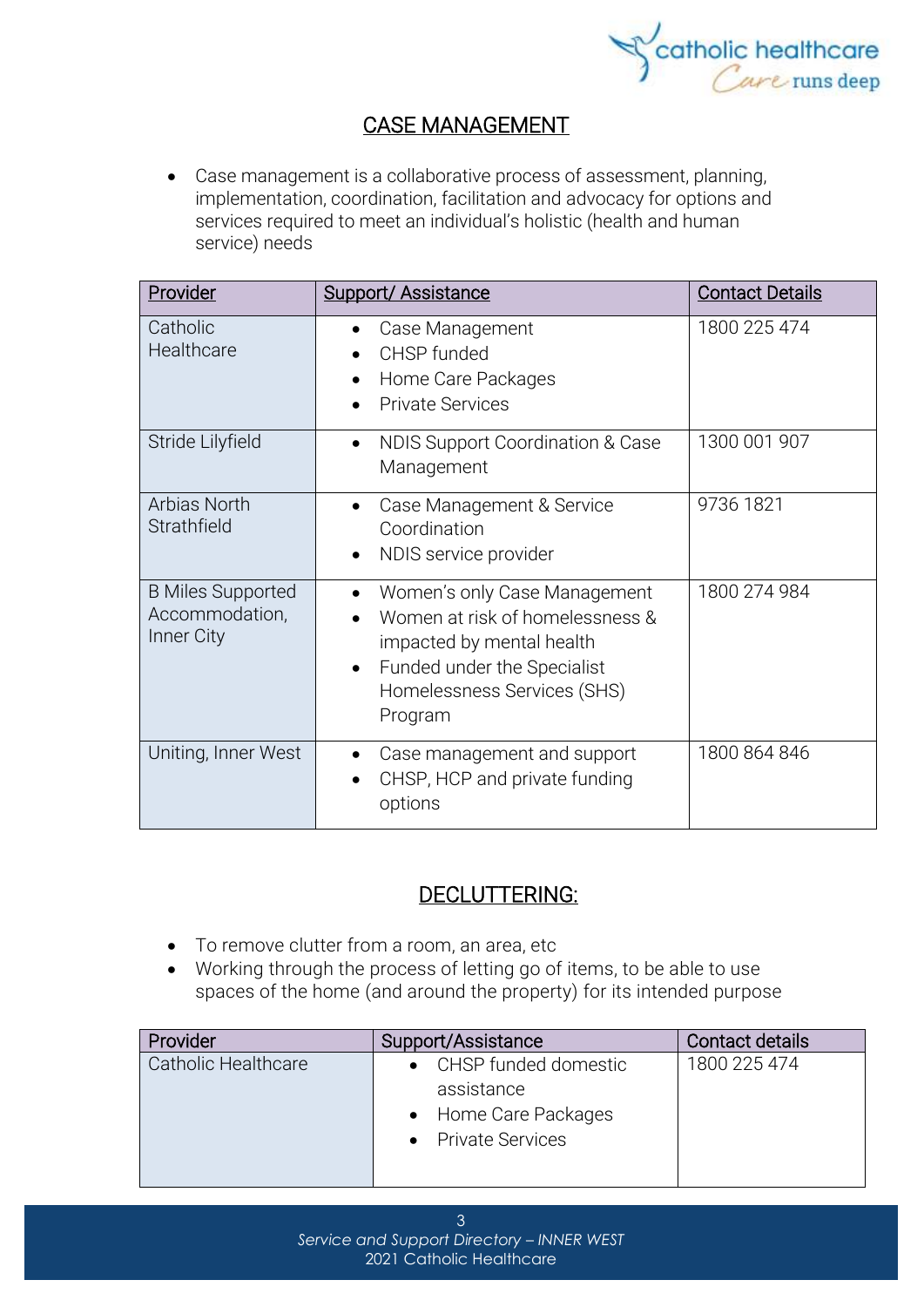## CASE MANAGEMENT

- Case management is a collaborative process of assessment, planning, implementation, coordination, facilitation and advocacy for options and services required to meet an individual's holistic (health and human service) needs

| Provider | Support/ Assistance | Contact Details |
|---|---|---|
| Catholic Healthcare | • Case Management<br>• CHSP funded<br>• Home Care Packages<br>• Private Services | 1800 225 474 |
| Stride Lilyfield | • NDIS Support Coordination & Case Management | 1300 001 907 |
| Arbias North Strathfield | • Case Management & Service Coordination<br>• NDIS service provider | 9736 1821 |
| B Miles Supported Accommodation, Inner City | • Women's only Case Management<br>• Women at risk of homelessness & impacted by mental health<br>• Funded under the Specialist Homelessness Services (SHS) Program | 1800 274 984 |
| Uniting, Inner West | • Case management and support<br>• CHSP, HCP and private funding options | 1800 864 846 |

## DECLUTTERING:

- To remove clutter from a room, an area, etc
- Working through the process of letting go of items, to be able to use spaces of the home (and around the property) for its intended purpose

| Provider | Support/Assistance | Contact details |
|---|---|---|
| Catholic Healthcare | • CHSP funded domestic assistance<br>• Home Care Packages<br>• Private Services | 1800 225 474 |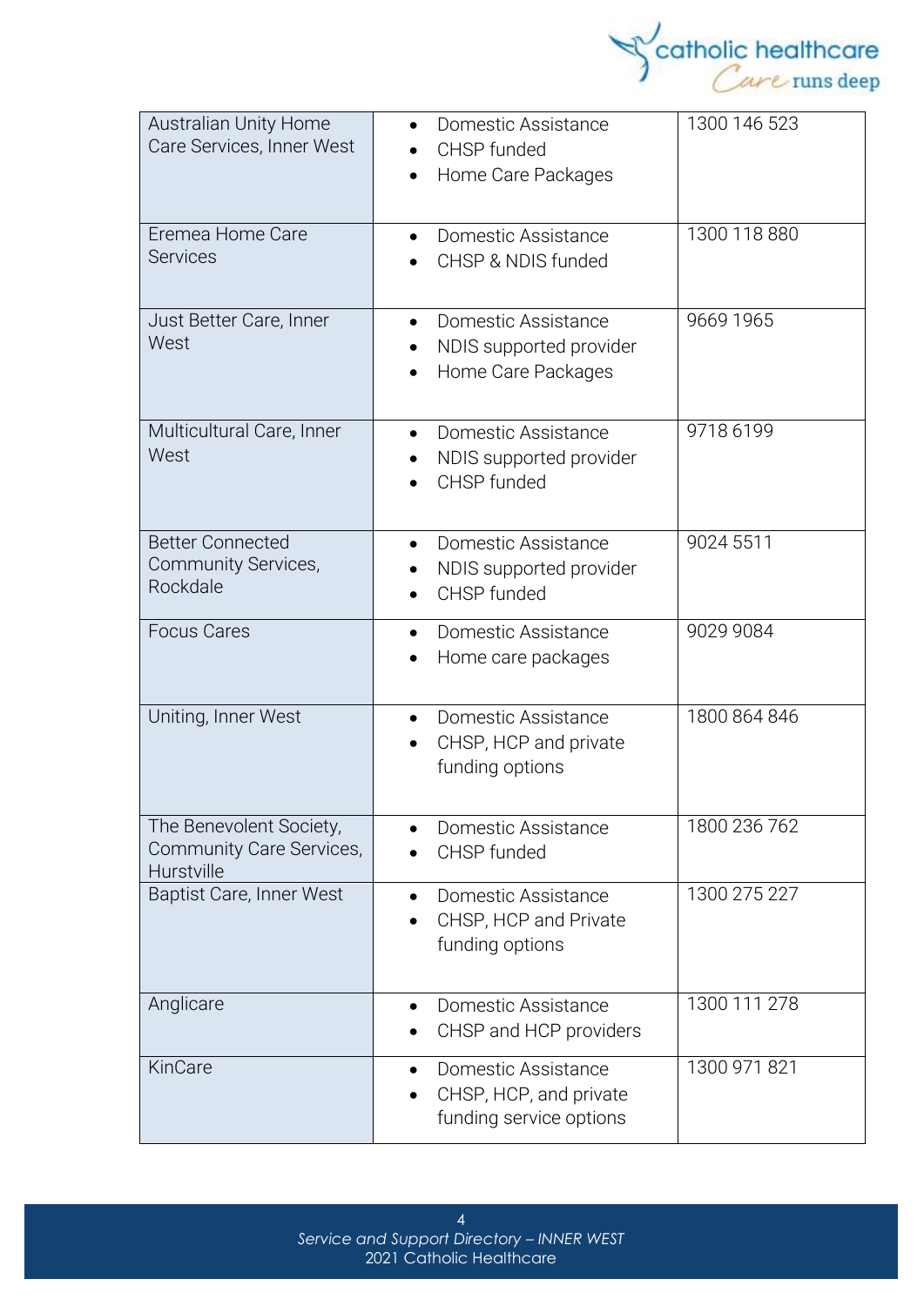| | | |
|---|---|---|
| Australian Unity Home Care Services, Inner West | • Domestic Assistance<br>• CHSP funded<br>• Home Care Packages | 1300 146 523 |
| Eremea Home Care Services | • Domestic Assistance<br>• CHSP & NDIS funded | 1300 118 880 |
| Just Better Care, Inner West | • Domestic Assistance<br>• NDIS supported provider<br>• Home Care Packages | 9669 1965 |
| Multicultural Care, Inner West | • Domestic Assistance<br>• NDIS supported provider<br>• CHSP funded | 9718 6199 |
| Better Connected Community Services, Rockdale | • Domestic Assistance<br>• NDIS supported provider<br>• CHSP funded | 9024 5511 |
| Focus Cares | • Domestic Assistance<br>• Home care packages | 9029 9084 |
| Uniting, Inner West | • Domestic Assistance<br>• CHSP, HCP and private funding options | 1800 864 846 |
| The Benevolent Society, Community Care Services, Hurstville | • Domestic Assistance<br>• CHSP funded | 1800 236 762 |
| Baptist Care, Inner West | • Domestic Assistance<br>• CHSP, HCP and Private funding options | 1300 275 227 |
| Anglicare | • Domestic Assistance<br>• CHSP and HCP providers | 1300 111 278 |
| KinCare | • Domestic Assistance<br>• CHSP, HCP, and private funding service options | 1300 971 821 |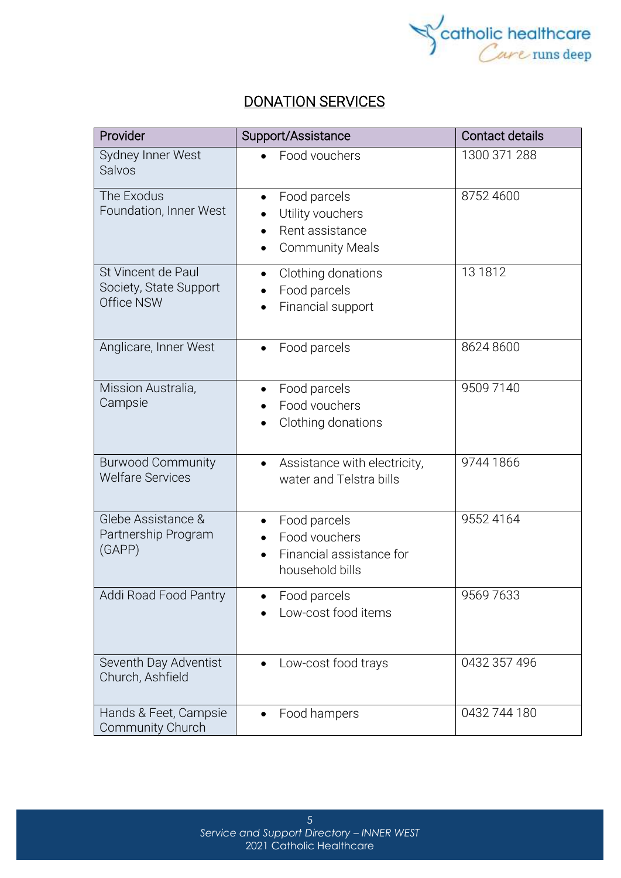# DONATION SERVICES

| Provider | Support/Assistance | Contact details |
|---|---|---|
| Sydney Inner West Salvos | • Food vouchers | 1300 371 288 |
| The Exodus Foundation, Inner West | • Food parcels<br>• Utility vouchers<br>• Rent assistance<br>• Community Meals | 8752 4600 |
| St Vincent de Paul Society, State Support Office NSW | • Clothing donations<br>• Food parcels<br>• Financial support | 13 1812 |
| Anglicare, Inner West | • Food parcels | 8624 8600 |
| Mission Australia, Campsie | • Food parcels<br>• Food vouchers<br>• Clothing donations | 9509 7140 |
| Burwood Community Welfare Services | • Assistance with electricity, water and Telstra bills | 9744 1866 |
| Glebe Assistance & Partnership Program (GAPP) | • Food parcels<br>• Food vouchers<br>• Financial assistance for household bills | 9552 4164 |
| Addi Road Food Pantry | • Food parcels<br>• Low-cost food items | 9569 7633 |
| Seventh Day Adventist Church, Ashfield | • Low-cost food trays | 0432 357 496 |
| Hands & Feet, Campsie Community Church | • Food hampers | 0432 744 180 |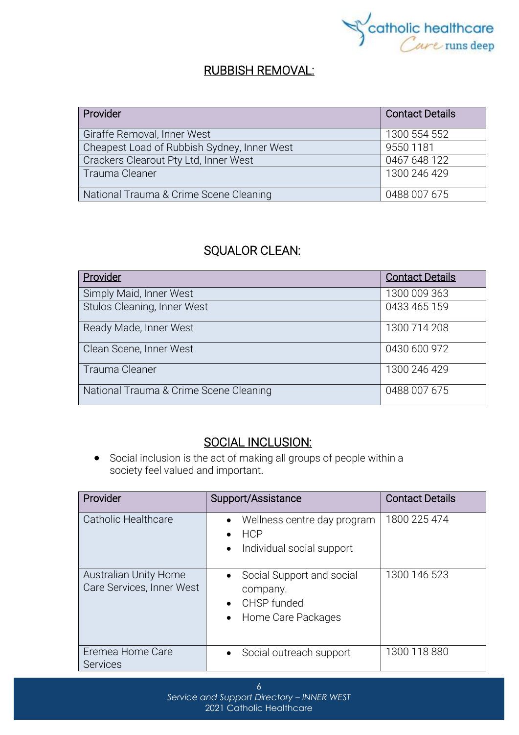## RUBBISH REMOVAL:

| Provider | Contact Details |
|---|---|
| Giraffe Removal, Inner West | 1300 554 552 |
| Cheapest Load of Rubbish Sydney, Inner West | 9550 1181 |
| Crackers Clearout Pty Ltd, Inner West | 0467 648 122 |
| Trauma Cleaner | 1300 246 429 |
| National Trauma & Crime Scene Cleaning | 0488 007 675 |

## SQUALOR CLEAN:

| Provider | Contact Details |
|---|---|
| Simply Maid, Inner West | 1300 009 363 |
| Stulos Cleaning, Inner West | 0433 465 159 |
| Ready Made, Inner West | 1300 714 208 |
| Clean Scene, Inner West | 0430 600 972 |
| Trauma Cleaner | 1300 246 429 |
| National Trauma & Crime Scene Cleaning | 0488 007 675 |

## SOCIAL INCLUSION:

- Social inclusion is the act of making all groups of people within a society feel valued and important.

| Provider | Support/Assistance | Contact Details |
|---|---|---|
| Catholic Healthcare | • Wellness centre day program<br>• HCP<br>• Individual social support | 1800 225 474 |
| Australian Unity Home Care Services, Inner West | • Social Support and social company.<br>• CHSP funded<br>• Home Care Packages | 1300 146 523 |
| Eremea Home Care Services | • Social outreach support | 1300 118 880 |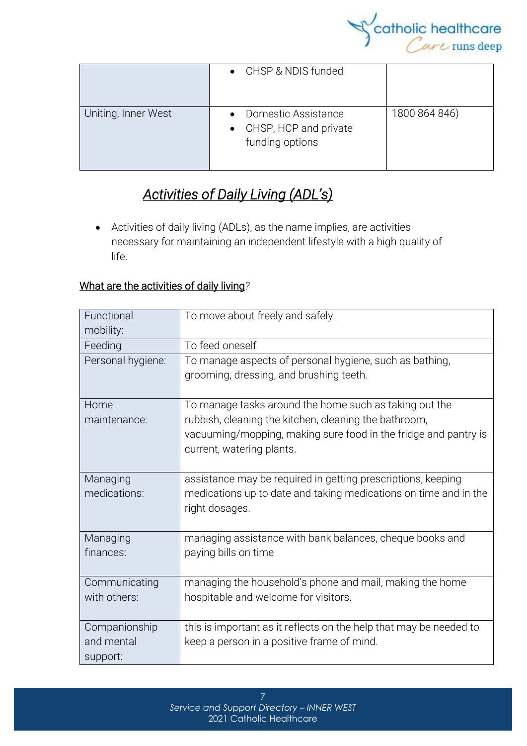|  | • CHSP & NDIS funded |  |
|---|---|---|
| Uniting, Inner West | • Domestic Assistance<br>• CHSP, HCP and private funding options | 1800 864 846) |

## *Activities of Daily Living (ADL's)*

- Activities of daily living (ADLs), as the name implies, are activities necessary for maintaining an independent lifestyle with a high quality of life.

What are the activities of daily living?

| Functional mobility: | To move about freely and safely. |
|---|---|
| Feeding | To feed oneself |
| Personal hygiene: | To manage aspects of personal hygiene, such as bathing, grooming, dressing, and brushing teeth. |
| Home maintenance: | To manage tasks around the home such as taking out the rubbish, cleaning the kitchen, cleaning the bathroom, vacuuming/mopping, making sure food in the fridge and pantry is current, watering plants. |
| Managing medications: | assistance may be required in getting prescriptions, keeping medications up to date and taking medications on time and in the right dosages. |
| Managing finances: | managing assistance with bank balances, cheque books and paying bills on time |
| Communicating with others: | managing the household's phone and mail, making the home hospitable and welcome for visitors. |
| Companionship and mental support: | this is important as it reflects on the help that may be needed to keep a person in a positive frame of mind. |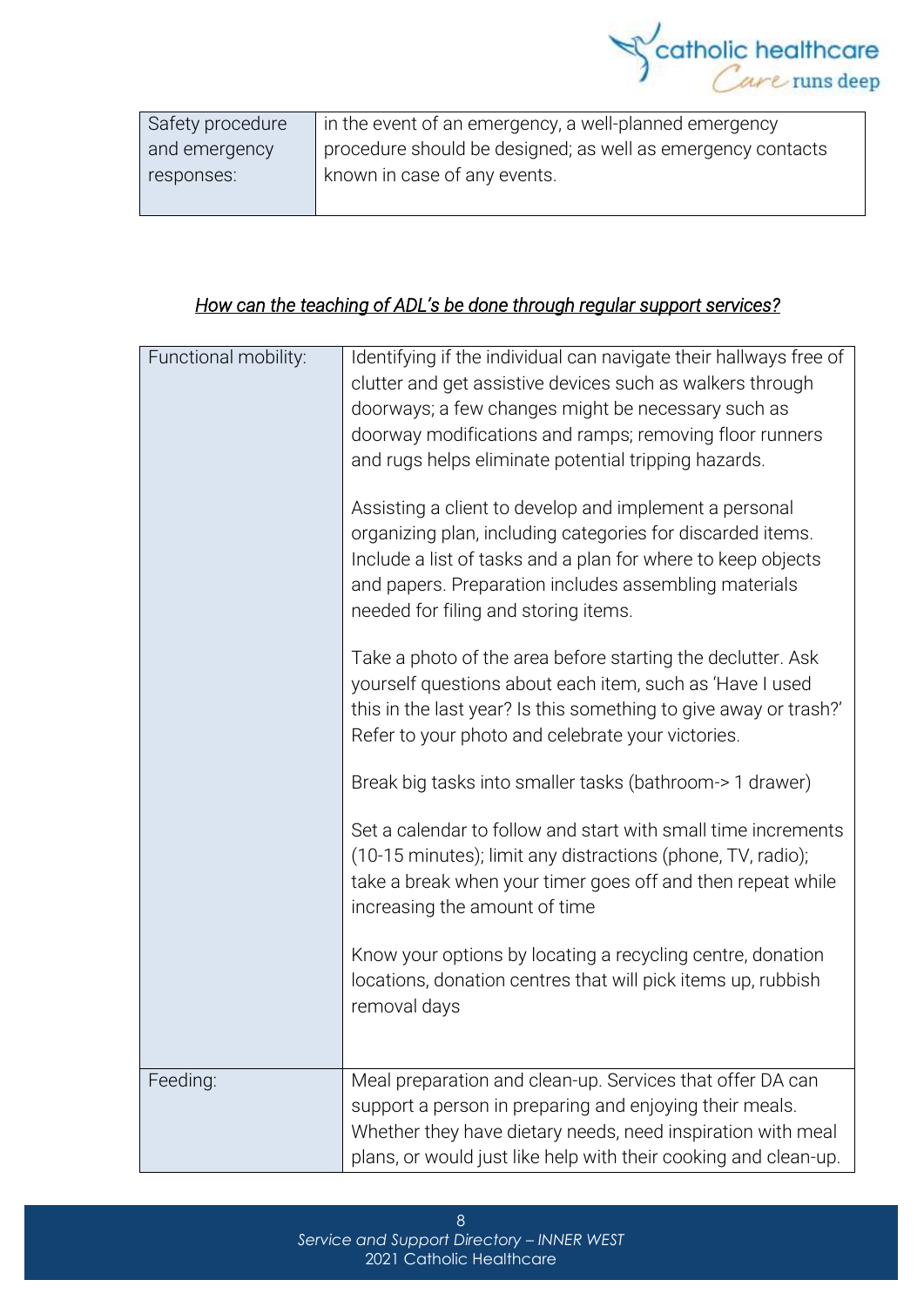| Safety procedure and emergency responses: | in the event of an emergency, a well-planned emergency procedure should be designed; as well as emergency contacts known in case of any events. |
|---|---|

*<u>How can the teaching of ADL's be done through regular support services?</u>*

| Functional mobility: | Identifying if the individual can navigate their hallways free of clutter and get assistive devices such as walkers through doorways; a few changes might be necessary such as doorway modifications and ramps; removing floor runners and rugs helps eliminate potential tripping hazards.<br><br>Assisting a client to develop and implement a personal organizing plan, including categories for discarded items. Include a list of tasks and a plan for where to keep objects and papers. Preparation includes assembling materials needed for filing and storing items.<br><br>Take a photo of the area before starting the declutter. Ask yourself questions about each item, such as 'Have I used this in the last year? Is this something to give away or trash?' Refer to your photo and celebrate your victories.<br><br>Break big tasks into smaller tasks (bathroom-> 1 drawer)<br><br>Set a calendar to follow and start with small time increments (10-15 minutes); limit any distractions (phone, TV, radio); take a break when your timer goes off and then repeat while increasing the amount of time<br><br>Know your options by locating a recycling centre, donation locations, donation centres that will pick items up, rubbish removal days |
|---|---|
| Feeding: | Meal preparation and clean-up. Services that offer DA can support a person in preparing and enjoying their meals. Whether they have dietary needs, need inspiration with meal plans, or would just like help with their cooking and clean-up. |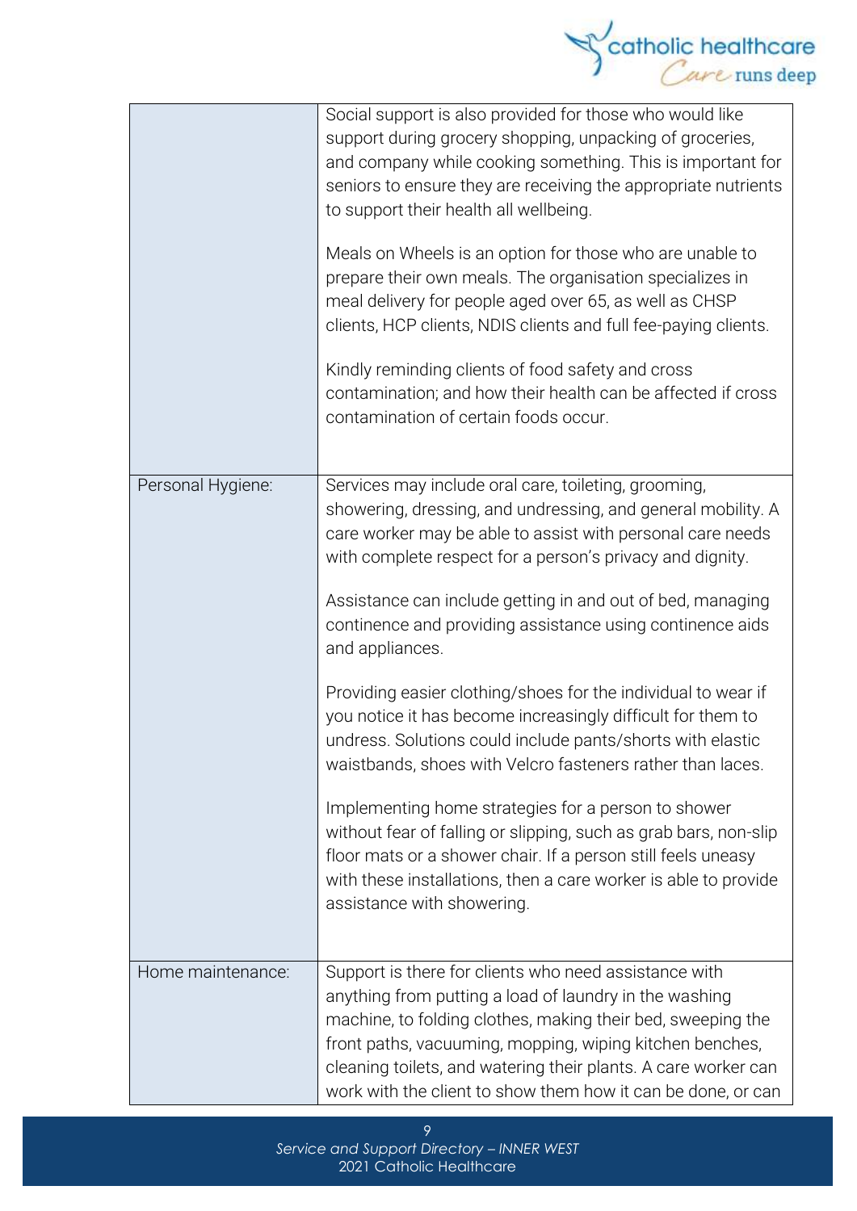| | |
|---|---|
| | Social support is also provided for those who would like support during grocery shopping, unpacking of groceries, and company while cooking something. This is important for seniors to ensure they are receiving the appropriate nutrients to support their health all wellbeing.<br><br>Meals on Wheels is an option for those who are unable to prepare their own meals. The organisation specializes in meal delivery for people aged over 65, as well as CHSP clients, HCP clients, NDIS clients and full fee-paying clients.<br><br>Kindly reminding clients of food safety and cross contamination; and how their health can be affected if cross contamination of certain foods occur. |
| Personal Hygiene: | Services may include oral care, toileting, grooming, showering, dressing, and undressing, and general mobility. A care worker may be able to assist with personal care needs with complete respect for a person's privacy and dignity.<br><br>Assistance can include getting in and out of bed, managing continence and providing assistance using continence aids and appliances.<br><br>Providing easier clothing/shoes for the individual to wear if you notice it has become increasingly difficult for them to undress. Solutions could include pants/shorts with elastic waistbands, shoes with Velcro fasteners rather than laces.<br><br>Implementing home strategies for a person to shower without fear of falling or slipping, such as grab bars, non-slip floor mats or a shower chair. If a person still feels uneasy with these installations, then a care worker is able to provide assistance with showering. |
| Home maintenance: | Support is there for clients who need assistance with anything from putting a load of laundry in the washing machine, to folding clothes, making their bed, sweeping the front paths, vacuuming, mopping, wiping kitchen benches, cleaning toilets, and watering their plants. A care worker can work with the client to show them how it can be done, or can |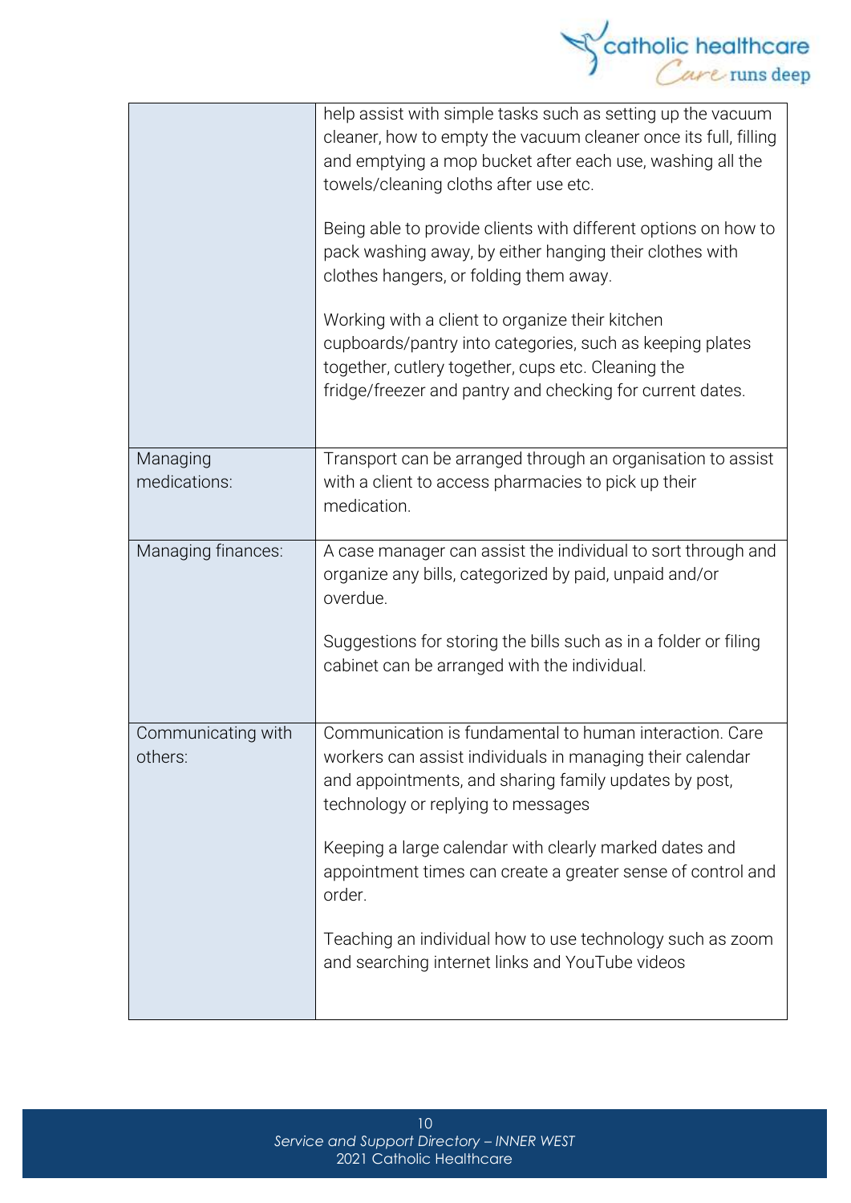| | |
|---|---|
| | help assist with simple tasks such as setting up the vacuum cleaner, how to empty the vacuum cleaner once its full, filling and emptying a mop bucket after each use, washing all the towels/cleaning cloths after use etc.<br><br>Being able to provide clients with different options on how to pack washing away, by either hanging their clothes with clothes hangers, or folding them away.<br><br>Working with a client to organize their kitchen cupboards/pantry into categories, such as keeping plates together, cutlery together, cups etc. Cleaning the fridge/freezer and pantry and checking for current dates. |
| Managing medications: | Transport can be arranged through an organisation to assist with a client to access pharmacies to pick up their medication. |
| Managing finances: | A case manager can assist the individual to sort through and organize any bills, categorized by paid, unpaid and/or overdue.<br><br>Suggestions for storing the bills such as in a folder or filing cabinet can be arranged with the individual. |
| Communicating with others: | Communication is fundamental to human interaction. Care workers can assist individuals in managing their calendar and appointments, and sharing family updates by post, technology or replying to messages<br><br>Keeping a large calendar with clearly marked dates and appointment times can create a greater sense of control and order.<br><br>Teaching an individual how to use technology such as zoom and searching internet links and YouTube videos |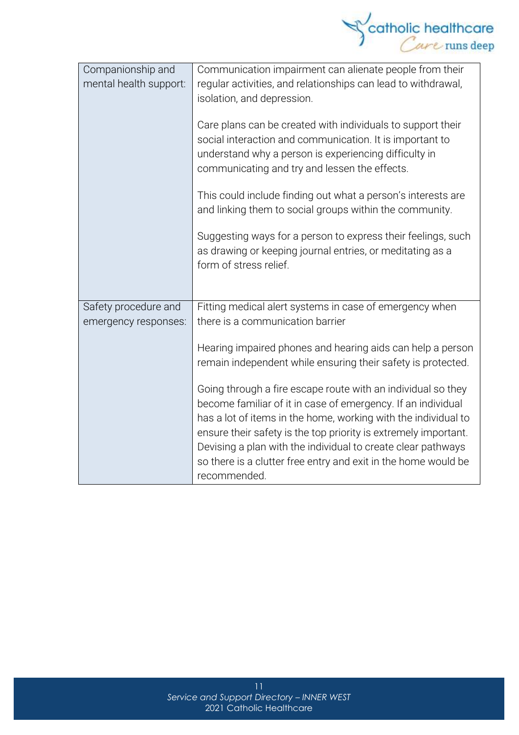| | |
|---|---|
| Companionship and mental health support: | Communication impairment can alienate people from their regular activities, and relationships can lead to withdrawal, isolation, and depression.<br><br>Care plans can be created with individuals to support their social interaction and communication. It is important to understand why a person is experiencing difficulty in communicating and try and lessen the effects.<br><br>This could include finding out what a person's interests are and linking them to social groups within the community.<br><br>Suggesting ways for a person to express their feelings, such as drawing or keeping journal entries, or meditating as a form of stress relief. |
| Safety procedure and emergency responses: | Fitting medical alert systems in case of emergency when there is a communication barrier<br><br>Hearing impaired phones and hearing aids can help a person remain independent while ensuring their safety is protected.<br><br>Going through a fire escape route with an individual so they become familiar of it in case of emergency. If an individual has a lot of items in the home, working with the individual to ensure their safety is the top priority is extremely important. Devising a plan with the individual to create clear pathways so there is a clutter free entry and exit in the home would be recommended. |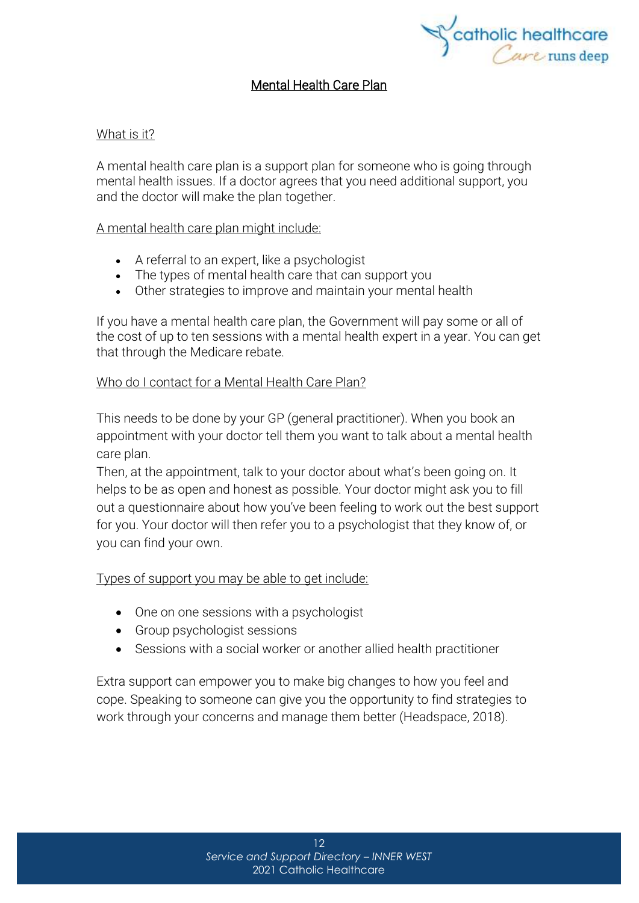# Mental Health Care Plan

## What is it?

A mental health care plan is a support plan for someone who is going through mental health issues. If a doctor agrees that you need additional support, you and the doctor will make the plan together.

### A mental health care plan might include:

- A referral to an expert, like a psychologist
- The types of mental health care that can support you
- Other strategies to improve and maintain your mental health

If you have a mental health care plan, the Government will pay some or all of the cost of up to ten sessions with a mental health expert in a year. You can get that through the Medicare rebate.

## Who do I contact for a Mental Health Care Plan?

This needs to be done by your GP (general practitioner). When you book an appointment with your doctor tell them you want to talk about a mental health care plan.

Then, at the appointment, talk to your doctor about what's been going on. It helps to be as open and honest as possible. Your doctor might ask you to fill out a questionnaire about how you've been feeling to work out the best support for you. Your doctor will then refer you to a psychologist that they know of, or you can find your own.

### Types of support you may be able to get include:

- One on one sessions with a psychologist
- Group psychologist sessions
- Sessions with a social worker or another allied health practitioner

Extra support can empower you to make big changes to how you feel and cope. Speaking to someone can give you the opportunity to find strategies to work through your concerns and manage them better (Headspace, 2018).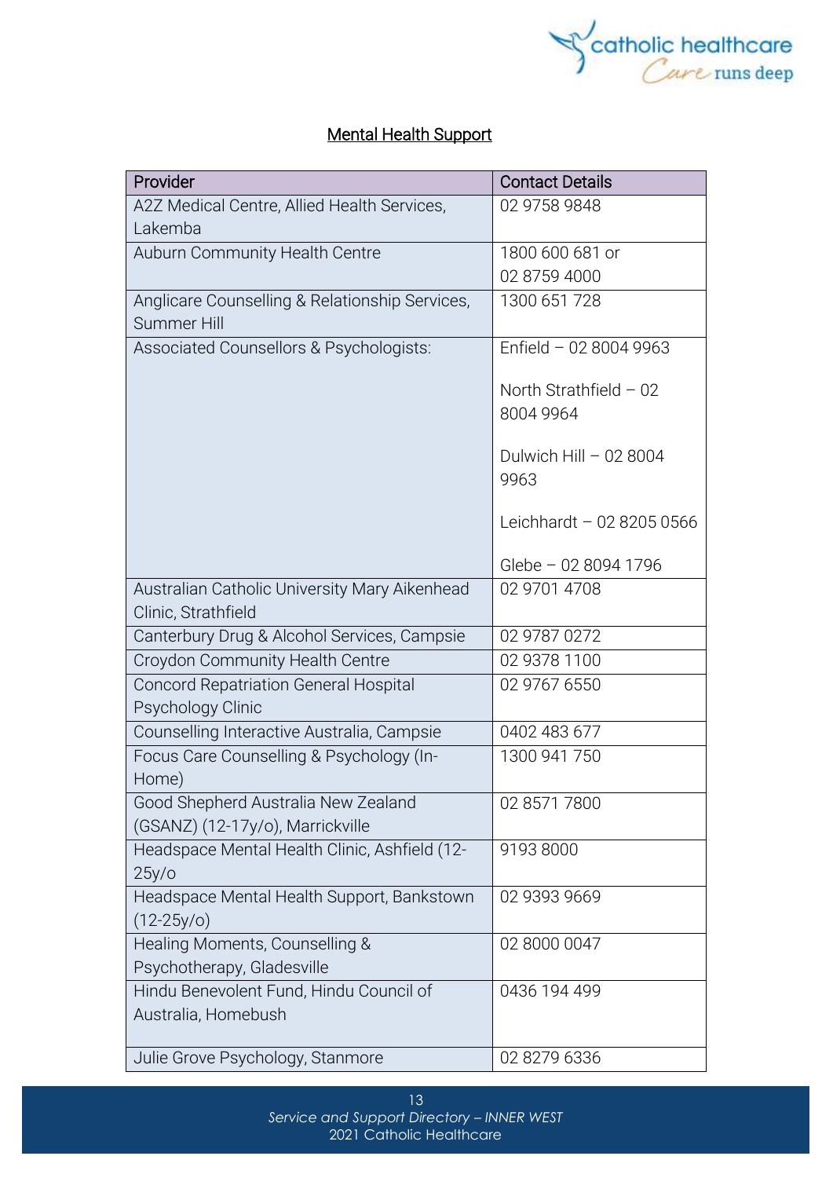## Mental Health Support

| Provider | Contact Details |
|---|---|
| A2Z Medical Centre, Allied Health Services, Lakemba | 02 9758 9848 |
| Auburn Community Health Centre | 1800 600 681 or 02 8759 4000 |
| Anglicare Counselling & Relationship Services, Summer Hill | 1300 651 728 |
| Associated Counsellors & Psychologists: | Enfield – 02 8004 9963<br><br>North Strathfield – 02 8004 9964<br><br>Dulwich Hill – 02 8004 9963<br><br>Leichhardt – 02 8205 0566<br><br>Glebe – 02 8094 1796 |
| Australian Catholic University Mary Aikenhead Clinic, Strathfield | 02 9701 4708 |
| Canterbury Drug & Alcohol Services, Campsie | 02 9787 0272 |
| Croydon Community Health Centre | 02 9378 1100 |
| Concord Repatriation General Hospital Psychology Clinic | 02 9767 6550 |
| Counselling Interactive Australia, Campsie | 0402 483 677 |
| Focus Care Counselling & Psychology (In-Home) | 1300 941 750 |
| Good Shepherd Australia New Zealand (GSANZ) (12-17y/o), Marrickville | 02 8571 7800 |
| Headspace Mental Health Clinic, Ashfield (12-25y/o | 9193 8000 |
| Headspace Mental Health Support, Bankstown (12-25y/o) | 02 9393 9669 |
| Healing Moments, Counselling & Psychotherapy, Gladesville | 02 8000 0047 |
| Hindu Benevolent Fund, Hindu Council of Australia, Homebush | 0436 194 499 |
| Julie Grove Psychology, Stanmore | 02 8279 6336 |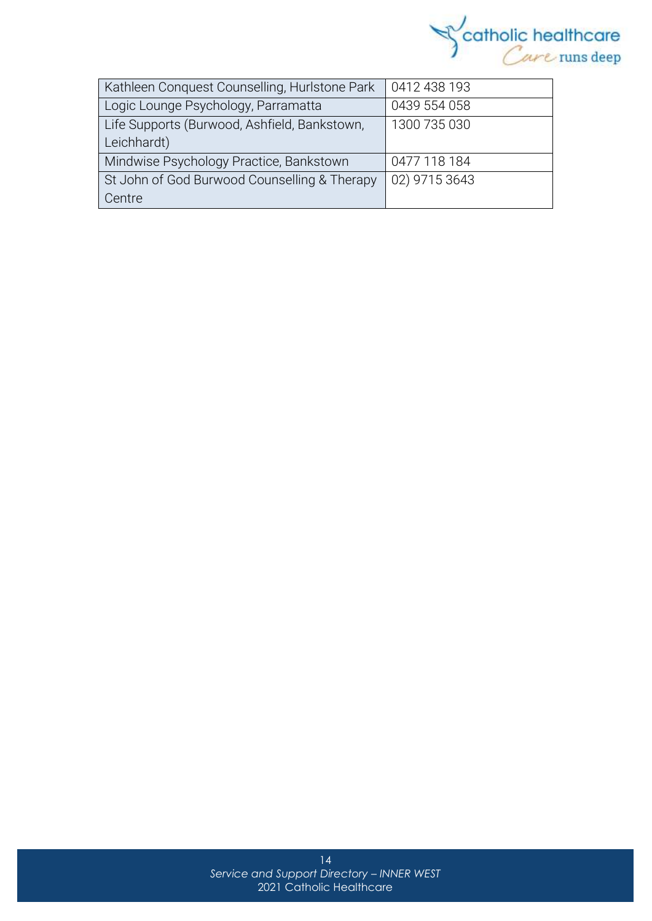| | |
|---|---|
| Kathleen Conquest Counselling, Hurlstone Park | 0412 438 193 |
| Logic Lounge Psychology, Parramatta | 0439 554 058 |
| Life Supports (Burwood, Ashfield, Bankstown, Leichhardt) | 1300 735 030 |
| Mindwise Psychology Practice, Bankstown | 0477 118 184 |
| St John of God Burwood Counselling & Therapy Centre | 02) 9715 3643 |